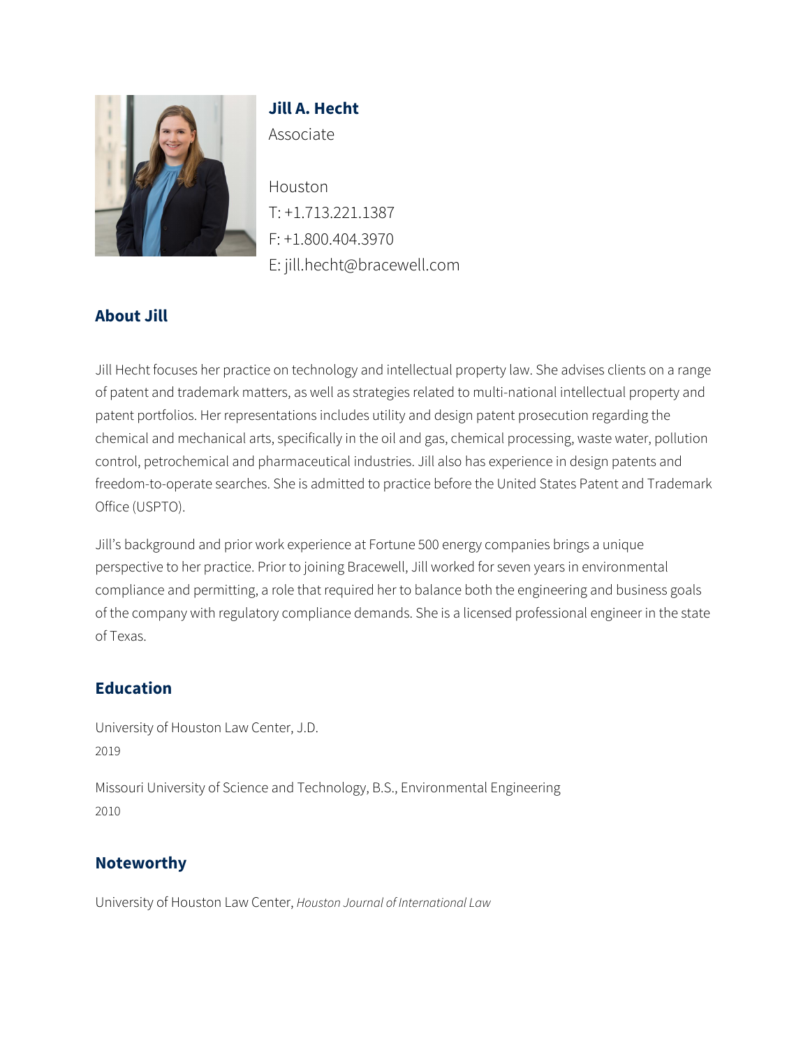# Jill A. Hecht

Associate

Houston
T: +1.713.221.1387
F: +1.800.404.3970
E: jill.hecht@bracewell.com

## About Jill

Jill Hecht focuses her practice on technology and intellectual property law. She advises clients on a range of patent and trademark matters, as well as strategies related to multi-national intellectual property and patent portfolios. Her representations includes utility and design patent prosecution regarding the chemical and mechanical arts, specifically in the oil and gas, chemical processing, waste water, pollution control, petrochemical and pharmaceutical industries. Jill also has experience in design patents and freedom-to-operate searches. She is admitted to practice before the United States Patent and Trademark Office (USPTO).

Jill's background and prior work experience at Fortune 500 energy companies brings a unique perspective to her practice. Prior to joining Bracewell, Jill worked for seven years in environmental compliance and permitting, a role that required her to balance both the engineering and business goals of the company with regulatory compliance demands. She is a licensed professional engineer in the state of Texas.

## Education

University of Houston Law Center, J.D.
2019

Missouri University of Science and Technology, B.S., Environmental Engineering
2010

## Noteworthy

University of Houston Law Center, *Houston Journal of International Law*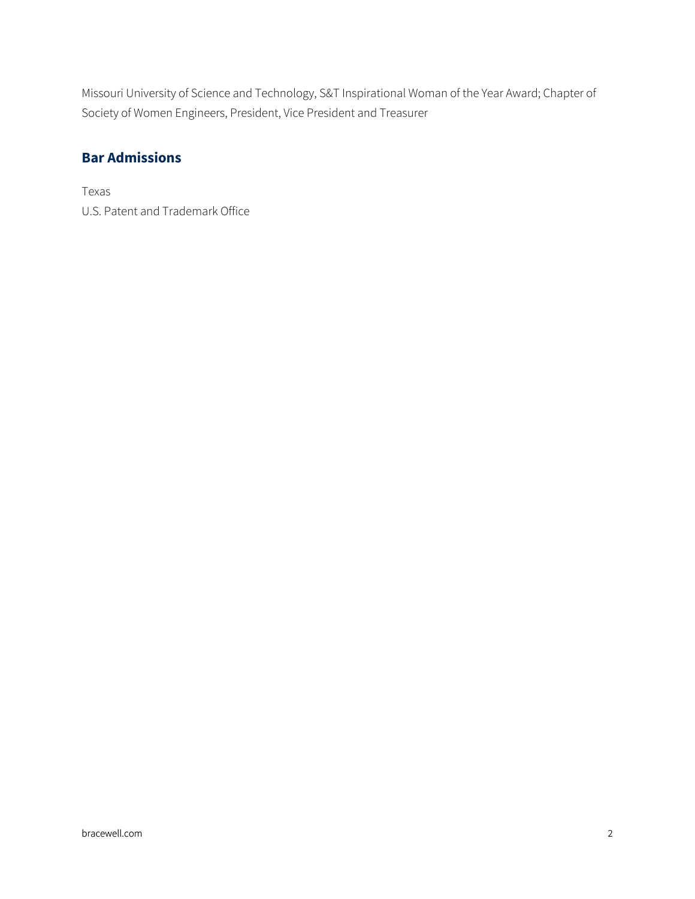Missouri University of Science and Technology, S&T Inspirational Woman of the Year Award; Chapter of Society of Women Engineers, President, Vice President and Treasurer

## Bar Admissions

Texas
U.S. Patent and Trademark Office